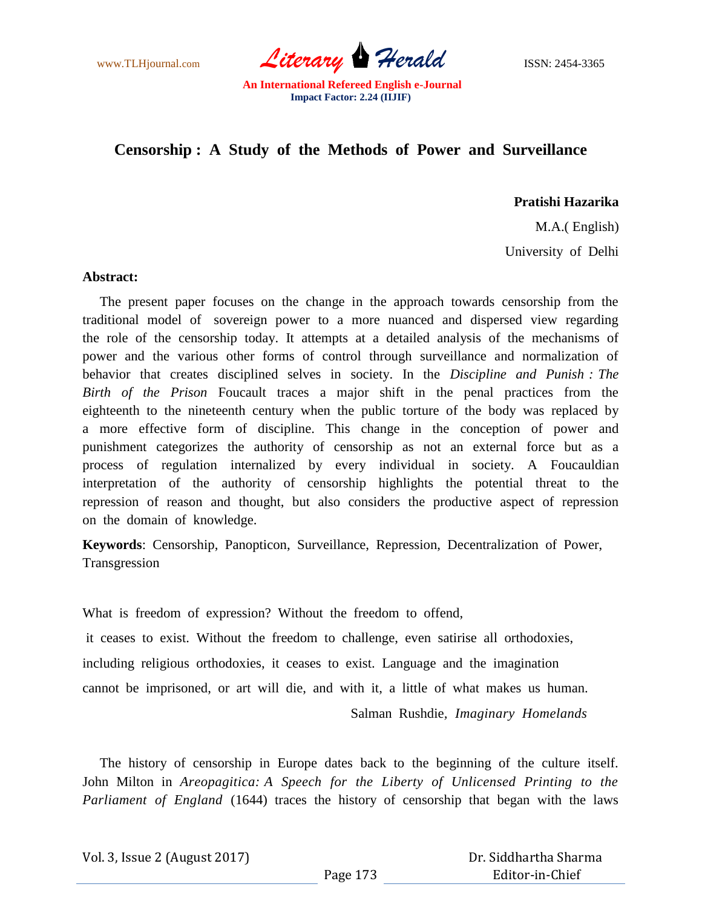# Censorship : A Study of the Methods of Power and Surveillance

**Pratishi Hazarika**

M.A.( English)

University of Delhi

**Abstract:**

The present paper focuses on the change in the approach towards censorship from the traditional model of sovereign power to a more nuanced and dispersed view regarding the role of the censorship today. It attempts at a detailed analysis of the mechanisms of power and the various other forms of control through surveillance and normalization of behavior that creates disciplined selves in society. In the *Discipline and Punish : The Birth of the Prison* Foucault traces a major shift in the penal practices from the eighteenth to the nineteenth century when the public torture of the body was replaced by a more effective form of discipline. This change in the conception of power and punishment categorizes the authority of censorship as not an external force but as a process of regulation internalized by every individual in society. A Foucauldian interpretation of the authority of censorship highlights the potential threat to the repression of reason and thought, but also considers the productive aspect of repression on the domain of knowledge.

**Keywords**: Censorship, Panopticon, Surveillance, Repression, Decentralization of Power, Transgression

What is freedom of expression? Without the freedom to offend,
it ceases to exist. Without the freedom to challenge, even satirise all orthodoxies,
including religious orthodoxies, it ceases to exist. Language and the imagination
cannot be imprisoned, or art will die, and with it, a little of what makes us human.

Salman Rushdie, *Imaginary Homelands*

The history of censorship in Europe dates back to the beginning of the culture itself. John Milton in *Areopagitica: A Speech for the Liberty of Unlicensed Printing to the Parliament of England* (1644) traces the history of censorship that began with the laws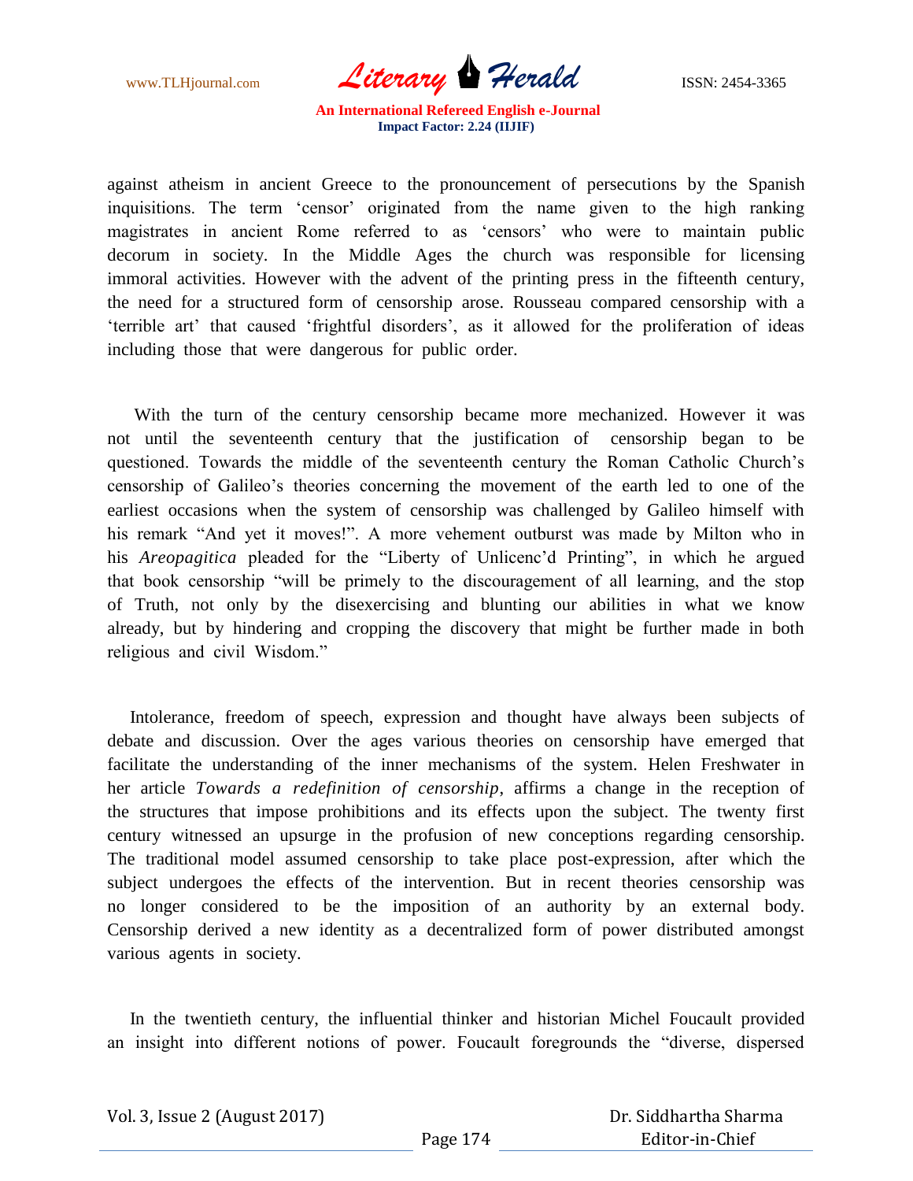against atheism in ancient Greece to the pronouncement of persecutions by the Spanish inquisitions. The term 'censor' originated from the name given to the high ranking magistrates in ancient Rome referred to as 'censors' who were to maintain public decorum in society. In the Middle Ages the church was responsible for licensing immoral activities. However with the advent of the printing press in the fifteenth century, the need for a structured form of censorship arose. Rousseau compared censorship with a 'terrible art' that caused 'frightful disorders', as it allowed for the proliferation of ideas including those that were dangerous for public order.

With the turn of the century censorship became more mechanized. However it was not until the seventeenth century that the justification of censorship began to be questioned. Towards the middle of the seventeenth century the Roman Catholic Church's censorship of Galileo's theories concerning the movement of the earth led to one of the earliest occasions when the system of censorship was challenged by Galileo himself with his remark "And yet it moves!". A more vehement outburst was made by Milton who in his *Areopagitica* pleaded for the "Liberty of Unlicenc'd Printing", in which he argued that book censorship "will be primely to the discouragement of all learning, and the stop of Truth, not only by the disexercising and blunting our abilities in what we know already, but by hindering and cropping the discovery that might be further made in both religious and civil Wisdom."

Intolerance, freedom of speech, expression and thought have always been subjects of debate and discussion. Over the ages various theories on censorship have emerged that facilitate the understanding of the inner mechanisms of the system. Helen Freshwater in her article *Towards a redefinition of censorship*, affirms a change in the reception of the structures that impose prohibitions and its effects upon the subject. The twenty first century witnessed an upsurge in the profusion of new conceptions regarding censorship. The traditional model assumed censorship to take place post-expression, after which the subject undergoes the effects of the intervention. But in recent theories censorship was no longer considered to be the imposition of an authority by an external body. Censorship derived a new identity as a decentralized form of power distributed amongst various agents in society.

In the twentieth century, the influential thinker and historian Michel Foucault provided an insight into different notions of power. Foucault foregrounds the "diverse, dispersed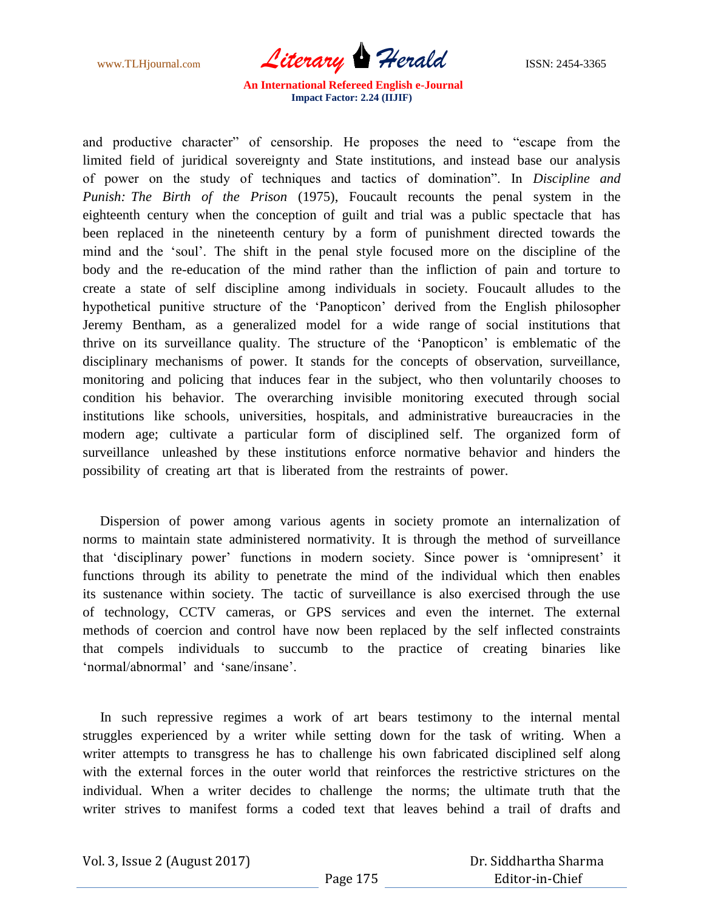and productive character" of censorship. He proposes the need to "escape from the limited field of juridical sovereignty and State institutions, and instead base our analysis of power on the study of techniques and tactics of domination". In *Discipline and Punish: The Birth of the Prison* (1975), Foucault recounts the penal system in the eighteenth century when the conception of guilt and trial was a public spectacle that has been replaced in the nineteenth century by a form of punishment directed towards the mind and the 'soul'. The shift in the penal style focused more on the discipline of the body and the re-education of the mind rather than the infliction of pain and torture to create a state of self discipline among individuals in society. Foucault alludes to the hypothetical punitive structure of the 'Panopticon' derived from the English philosopher Jeremy Bentham, as a generalized model for a wide range of social institutions that thrive on its surveillance quality. The structure of the 'Panopticon' is emblematic of the disciplinary mechanisms of power. It stands for the concepts of observation, surveillance, monitoring and policing that induces fear in the subject, who then voluntarily chooses to condition his behavior. The overarching invisible monitoring executed through social institutions like schools, universities, hospitals, and administrative bureaucracies in the modern age; cultivate a particular form of disciplined self. The organized form of surveillance unleashed by these institutions enforce normative behavior and hinders the possibility of creating art that is liberated from the restraints of power.

Dispersion of power among various agents in society promote an internalization of norms to maintain state administered normativity. It is through the method of surveillance that 'disciplinary power' functions in modern society. Since power is 'omnipresent' it functions through its ability to penetrate the mind of the individual which then enables its sustenance within society. The tactic of surveillance is also exercised through the use of technology, CCTV cameras, or GPS services and even the internet. The external methods of coercion and control have now been replaced by the self inflected constraints that compels individuals to succumb to the practice of creating binaries like 'normal/abnormal' and 'sane/insane'.

In such repressive regimes a work of art bears testimony to the internal mental struggles experienced by a writer while setting down for the task of writing. When a writer attempts to transgress he has to challenge his own fabricated disciplined self along with the external forces in the outer world that reinforces the restrictive strictures on the individual. When a writer decides to challenge the norms; the ultimate truth that the writer strives to manifest forms a coded text that leaves behind a trail of drafts and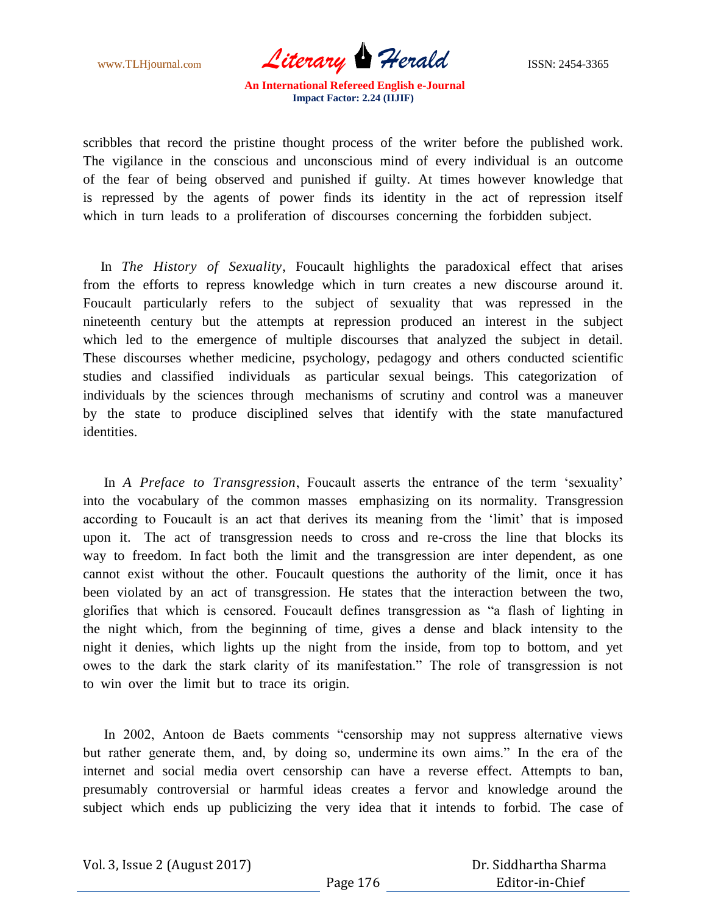scribbles that record the pristine thought process of the writer before the published work. The vigilance in the conscious and unconscious mind of every individual is an outcome of the fear of being observed and punished if guilty. At times however knowledge that is repressed by the agents of power finds its identity in the act of repression itself which in turn leads to a proliferation of discourses concerning the forbidden subject.

In *The History of Sexuality*, Foucault highlights the paradoxical effect that arises from the efforts to repress knowledge which in turn creates a new discourse around it. Foucault particularly refers to the subject of sexuality that was repressed in the nineteenth century but the attempts at repression produced an interest in the subject which led to the emergence of multiple discourses that analyzed the subject in detail. These discourses whether medicine, psychology, pedagogy and others conducted scientific studies and classified individuals as particular sexual beings. This categorization of individuals by the sciences through mechanisms of scrutiny and control was a maneuver by the state to produce disciplined selves that identify with the state manufactured identities.

In *A Preface to Transgression*, Foucault asserts the entrance of the term 'sexuality' into the vocabulary of the common masses emphasizing on its normality. Transgression according to Foucault is an act that derives its meaning from the 'limit' that is imposed upon it. The act of transgression needs to cross and re-cross the line that blocks its way to freedom. In fact both the limit and the transgression are inter dependent, as one cannot exist without the other. Foucault questions the authority of the limit, once it has been violated by an act of transgression. He states that the interaction between the two, glorifies that which is censored. Foucault defines transgression as "a flash of lighting in the night which, from the beginning of time, gives a dense and black intensity to the night it denies, which lights up the night from the inside, from top to bottom, and yet owes to the dark the stark clarity of its manifestation." The role of transgression is not to win over the limit but to trace its origin.

In 2002, Antoon de Baets comments "censorship may not suppress alternative views but rather generate them, and, by doing so, undermine its own aims." In the era of the internet and social media overt censorship can have a reverse effect. Attempts to ban, presumably controversial or harmful ideas creates a fervor and knowledge around the subject which ends up publicizing the very idea that it intends to forbid. The case of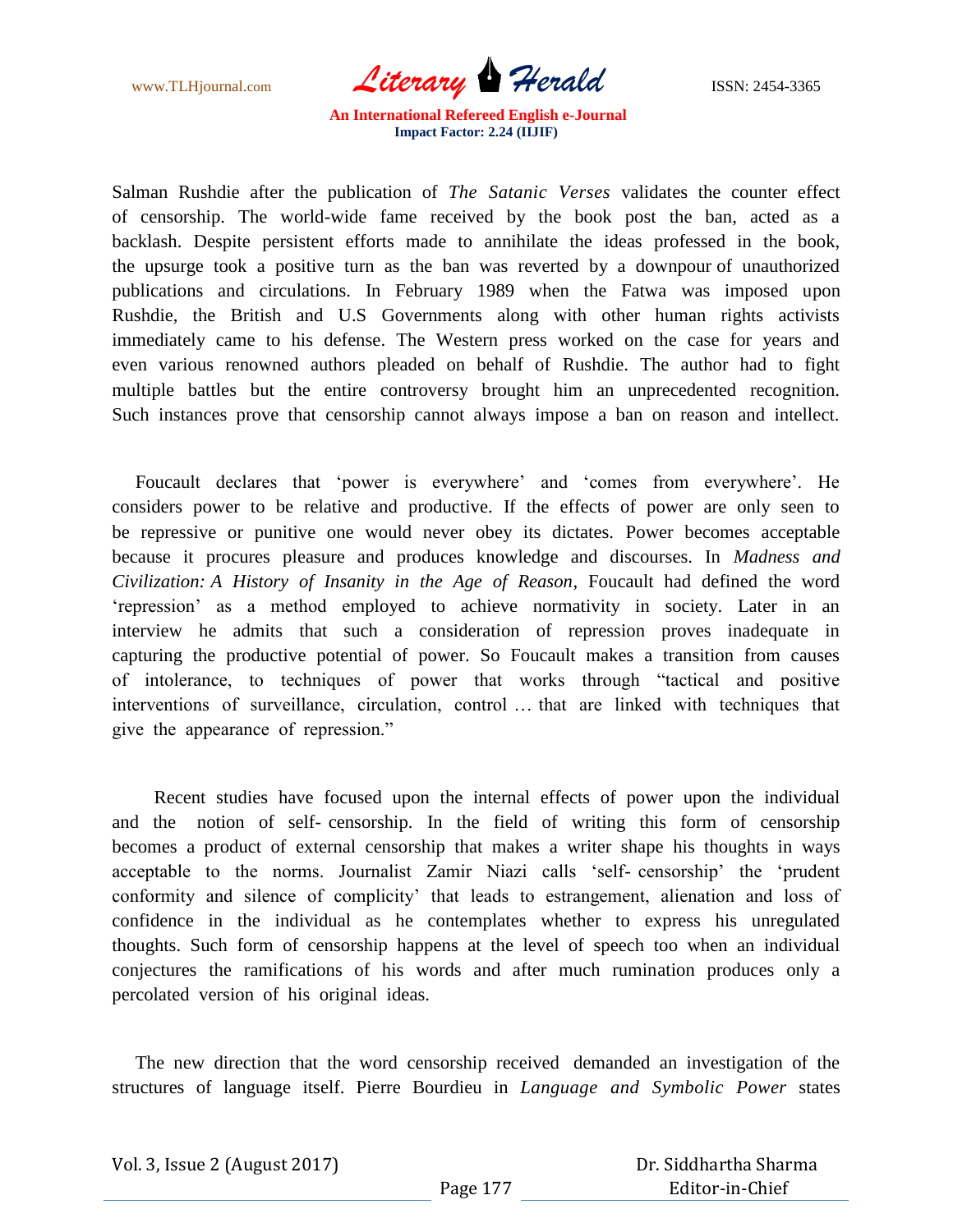Salman Rushdie after the publication of *The Satanic Verses* validates the counter effect of censorship. The world-wide fame received by the book post the ban, acted as a backlash. Despite persistent efforts made to annihilate the ideas professed in the book, the upsurge took a positive turn as the ban was reverted by a downpour of unauthorized publications and circulations. In February 1989 when the Fatwa was imposed upon Rushdie, the British and U.S Governments along with other human rights activists immediately came to his defense. The Western press worked on the case for years and even various renowned authors pleaded on behalf of Rushdie. The author had to fight multiple battles but the entire controversy brought him an unprecedented recognition. Such instances prove that censorship cannot always impose a ban on reason and intellect.

Foucault declares that 'power is everywhere' and 'comes from everywhere'. He considers power to be relative and productive. If the effects of power are only seen to be repressive or punitive one would never obey its dictates. Power becomes acceptable because it procures pleasure and produces knowledge and discourses. In *Madness and Civilization: A History of Insanity in the Age of Reason*, Foucault had defined the word 'repression' as a method employed to achieve normativity in society. Later in an interview he admits that such a consideration of repression proves inadequate in capturing the productive potential of power. So Foucault makes a transition from causes of intolerance, to techniques of power that works through "tactical and positive interventions of surveillance, circulation, control … that are linked with techniques that give the appearance of repression."

Recent studies have focused upon the internal effects of power upon the individual and the notion of self- censorship. In the field of writing this form of censorship becomes a product of external censorship that makes a writer shape his thoughts in ways acceptable to the norms. Journalist Zamir Niazi calls 'self- censorship' the 'prudent conformity and silence of complicity' that leads to estrangement, alienation and loss of confidence in the individual as he contemplates whether to express his unregulated thoughts. Such form of censorship happens at the level of speech too when an individual conjectures the ramifications of his words and after much rumination produces only a percolated version of his original ideas.

The new direction that the word censorship received demanded an investigation of the structures of language itself. Pierre Bourdieu in *Language and Symbolic Power* states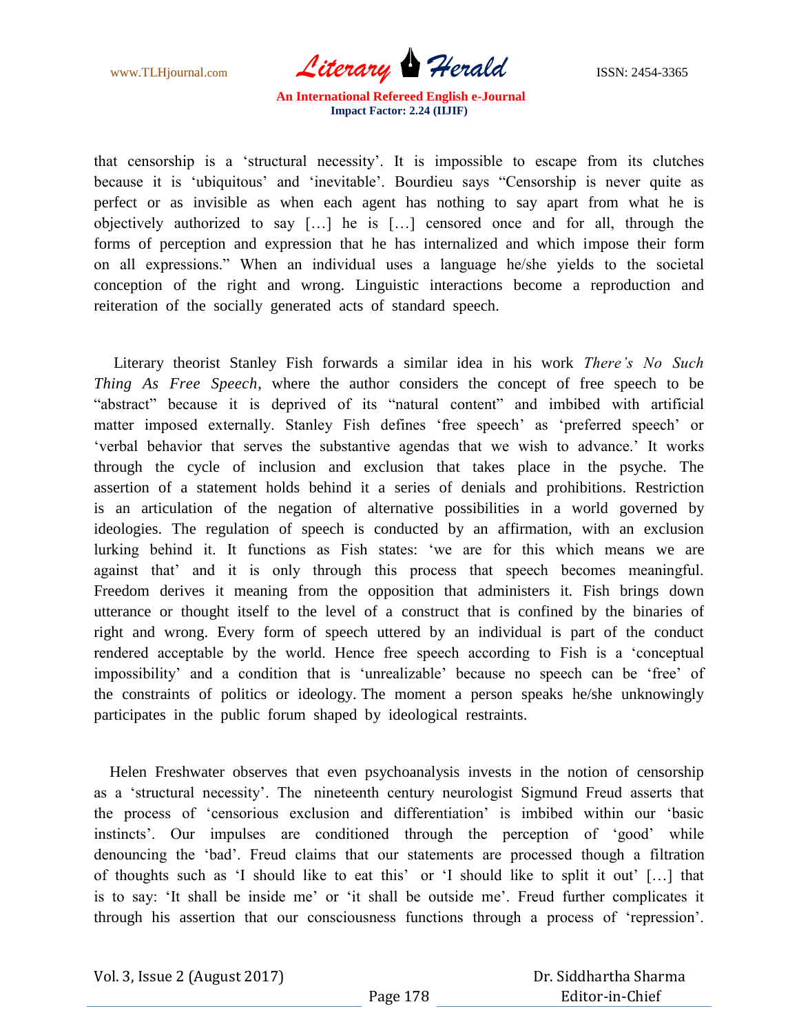that censorship is a 'structural necessity'. It is impossible to escape from its clutches because it is 'ubiquitous' and 'inevitable'. Bourdieu says "Censorship is never quite as perfect or as invisible as when each agent has nothing to say apart from what he is objectively authorized to say […] he is […] censored once and for all, through the forms of perception and expression that he has internalized and which impose their form on all expressions." When an individual uses a language he/she yields to the societal conception of the right and wrong. Linguistic interactions become a reproduction and reiteration of the socially generated acts of standard speech.

Literary theorist Stanley Fish forwards a similar idea in his work *There's No Such Thing As Free Speech*, where the author considers the concept of free speech to be "abstract" because it is deprived of its "natural content" and imbibed with artificial matter imposed externally. Stanley Fish defines 'free speech' as 'preferred speech' or 'verbal behavior that serves the substantive agendas that we wish to advance.' It works through the cycle of inclusion and exclusion that takes place in the psyche. The assertion of a statement holds behind it a series of denials and prohibitions. Restriction is an articulation of the negation of alternative possibilities in a world governed by ideologies. The regulation of speech is conducted by an affirmation, with an exclusion lurking behind it. It functions as Fish states: 'we are for this which means we are against that' and it is only through this process that speech becomes meaningful. Freedom derives it meaning from the opposition that administers it. Fish brings down utterance or thought itself to the level of a construct that is confined by the binaries of right and wrong. Every form of speech uttered by an individual is part of the conduct rendered acceptable by the world. Hence free speech according to Fish is a 'conceptual impossibility' and a condition that is 'unrealizable' because no speech can be 'free' of the constraints of politics or ideology. The moment a person speaks he/she unknowingly participates in the public forum shaped by ideological restraints.

Helen Freshwater observes that even psychoanalysis invests in the notion of censorship as a 'structural necessity'. The nineteenth century neurologist Sigmund Freud asserts that the process of 'censorious exclusion and differentiation' is imbibed within our 'basic instincts'. Our impulses are conditioned through the perception of 'good' while denouncing the 'bad'. Freud claims that our statements are processed though a filtration of thoughts such as 'I should like to eat this' or 'I should like to split it out' […] that is to say: 'It shall be inside me' or 'it shall be outside me'. Freud further complicates it through his assertion that our consciousness functions through a process of 'repression'.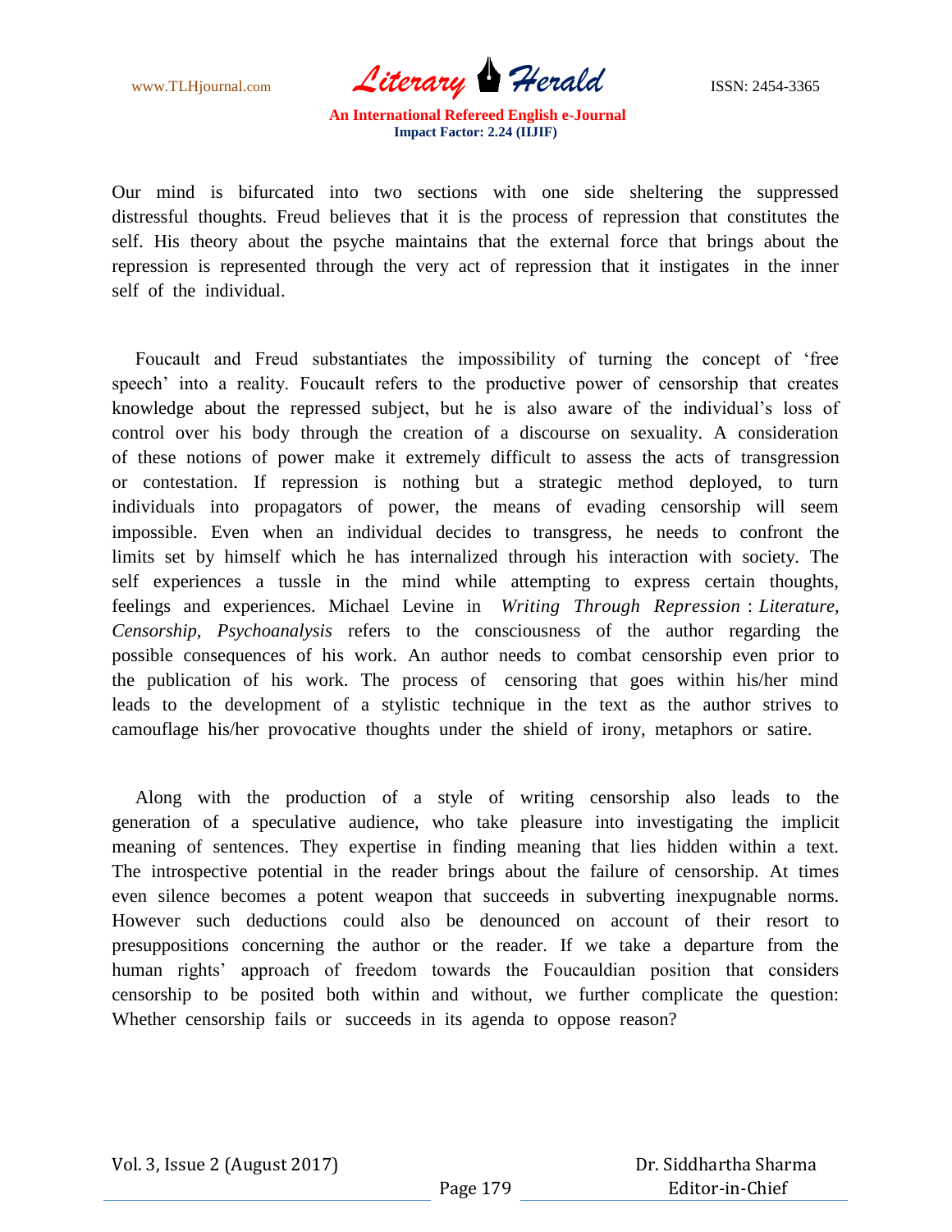Our mind is bifurcated into two sections with one side sheltering the suppressed distressful thoughts. Freud believes that it is the process of repression that constitutes the self. His theory about the psyche maintains that the external force that brings about the repression is represented through the very act of repression that it instigates in the inner self of the individual.

Foucault and Freud substantiates the impossibility of turning the concept of 'free speech' into a reality. Foucault refers to the productive power of censorship that creates knowledge about the repressed subject, but he is also aware of the individual's loss of control over his body through the creation of a discourse on sexuality. A consideration of these notions of power make it extremely difficult to assess the acts of transgression or contestation. If repression is nothing but a strategic method deployed, to turn individuals into propagators of power, the means of evading censorship will seem impossible. Even when an individual decides to transgress, he needs to confront the limits set by himself which he has internalized through his interaction with society. The self experiences a tussle in the mind while attempting to express certain thoughts, feelings and experiences. Michael Levine in *Writing Through Repression* : *Literature, Censorship, Psychoanalysis* refers to the consciousness of the author regarding the possible consequences of his work. An author needs to combat censorship even prior to the publication of his work. The process of censoring that goes within his/her mind leads to the development of a stylistic technique in the text as the author strives to camouflage his/her provocative thoughts under the shield of irony, metaphors or satire.

Along with the production of a style of writing censorship also leads to the generation of a speculative audience, who take pleasure into investigating the implicit meaning of sentences. They expertise in finding meaning that lies hidden within a text. The introspective potential in the reader brings about the failure of censorship. At times even silence becomes a potent weapon that succeeds in subverting inexpugnable norms. However such deductions could also be denounced on account of their resort to presuppositions concerning the author or the reader. If we take a departure from the human rights' approach of freedom towards the Foucauldian position that considers censorship to be posited both within and without, we further complicate the question: Whether censorship fails or succeeds in its agenda to oppose reason?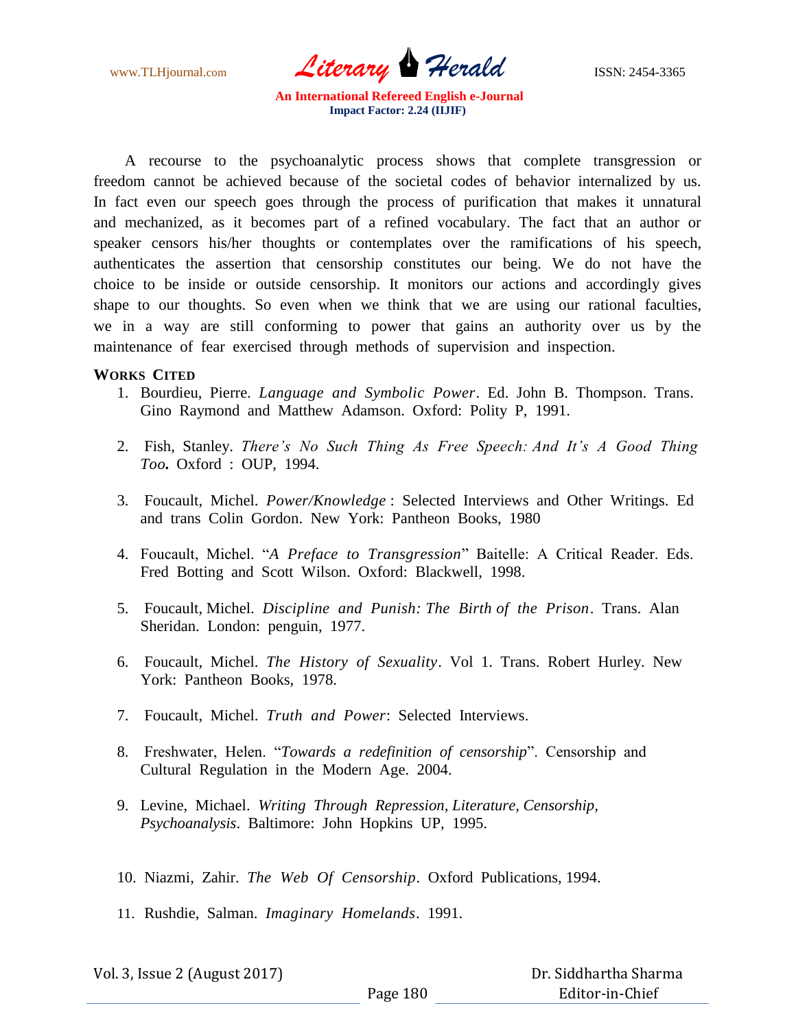A recourse to the psychoanalytic process shows that complete transgression or freedom cannot be achieved because of the societal codes of behavior internalized by us. In fact even our speech goes through the process of purification that makes it unnatural and mechanized, as it becomes part of a refined vocabulary. The fact that an author or speaker censors his/her thoughts or contemplates over the ramifications of his speech, authenticates the assertion that censorship constitutes our being. We do not have the choice to be inside or outside censorship. It monitors our actions and accordingly gives shape to our thoughts. So even when we think that we are using our rational faculties, we in a way are still conforming to power that gains an authority over us by the maintenance of fear exercised through methods of supervision and inspection.

**WORKS CITED**

1. Bourdieu, Pierre. *Language and Symbolic Power*. Ed. John B. Thompson. Trans. Gino Raymond and Matthew Adamson. Oxford: Polity P, 1991.

2. Fish, Stanley. *There's No Such Thing As Free Speech: And It's A Good Thing Too.* Oxford : OUP, 1994.

3. Foucault, Michel. *Power/Knowledge* : Selected Interviews and Other Writings. Ed and trans Colin Gordon. New York: Pantheon Books, 1980

4. Foucault, Michel. "*A Preface to Transgression*" Baitelle: A Critical Reader. Eds. Fred Botting and Scott Wilson. Oxford: Blackwell, 1998.

5. Foucault, Michel. *Discipline and Punish: The Birth of the Prison*. Trans. Alan Sheridan. London: penguin, 1977.

6. Foucault, Michel. *The History of Sexuality*. Vol 1. Trans. Robert Hurley. New York: Pantheon Books, 1978.

7. Foucault, Michel. *Truth and Power*: Selected Interviews.

8. Freshwater, Helen. "*Towards a redefinition of censorship*". Censorship and Cultural Regulation in the Modern Age. 2004.

9. Levine, Michael. *Writing Through Repression, Literature, Censorship, Psychoanalysis*. Baltimore: John Hopkins UP, 1995.

10. Niazmi, Zahir. *The Web Of Censorship*. Oxford Publications, 1994.

11. Rushdie, Salman. *Imaginary Homelands*. 1991.